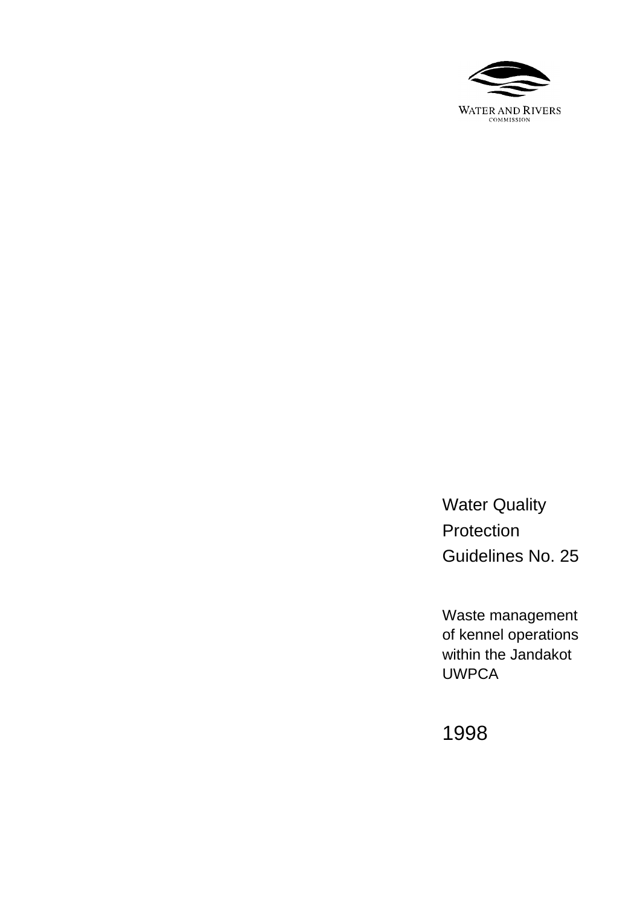WATER AND RIVERS
COMMISSION

# Water Quality Protection Guidelines No. 25

Waste management of kennel operations within the Jandakot UWPCA

1998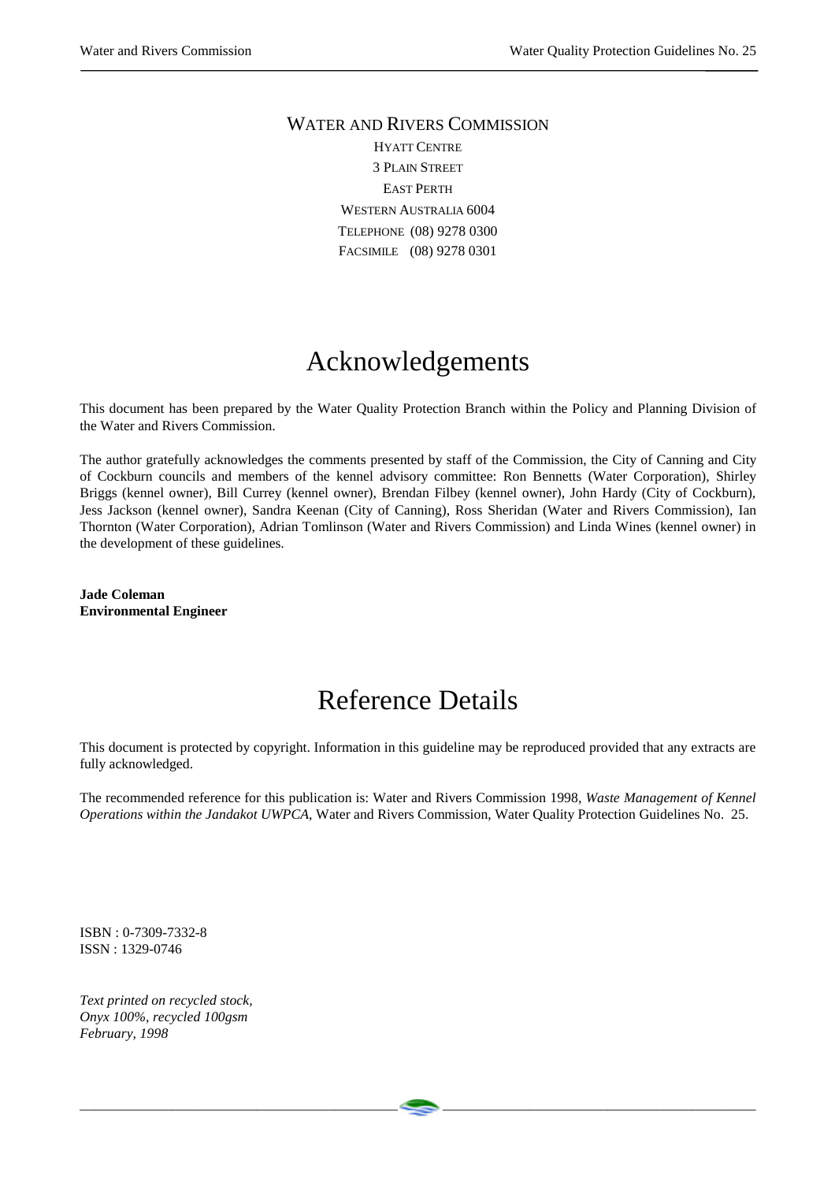WATER AND RIVERS COMMISSION

HYATT CENTRE
3 PLAIN STREET
EAST PERTH
WESTERN AUSTRALIA 6004
TELEPHONE (08) 9278 0300
FACSIMILE (08) 9278 0301

# Acknowledgements

This document has been prepared by the Water Quality Protection Branch within the Policy and Planning Division of the Water and Rivers Commission.

The author gratefully acknowledges the comments presented by staff of the Commission, the City of Canning and City of Cockburn councils and members of the kennel advisory committee: Ron Bennetts (Water Corporation), Shirley Briggs (kennel owner), Bill Currey (kennel owner), Brendan Filbey (kennel owner), John Hardy (City of Cockburn), Jess Jackson (kennel owner), Sandra Keenan (City of Canning), Ross Sheridan (Water and Rivers Commission), Ian Thornton (Water Corporation), Adrian Tomlinson (Water and Rivers Commission) and Linda Wines (kennel owner) in the development of these guidelines.

**Jade Coleman**
**Environmental Engineer**

# Reference Details

This document is protected by copyright. Information in this guideline may be reproduced provided that any extracts are fully acknowledged.

The recommended reference for this publication is: Water and Rivers Commission 1998, *Waste Management of Kennel Operations within the Jandakot UWPCA*, Water and Rivers Commission, Water Quality Protection Guidelines No. 25.

ISBN : 0-7309-7332-8
ISSN : 1329-0746

*Text printed on recycled stock,*
*Onyx 100%, recycled 100gsm*
*February, 1998*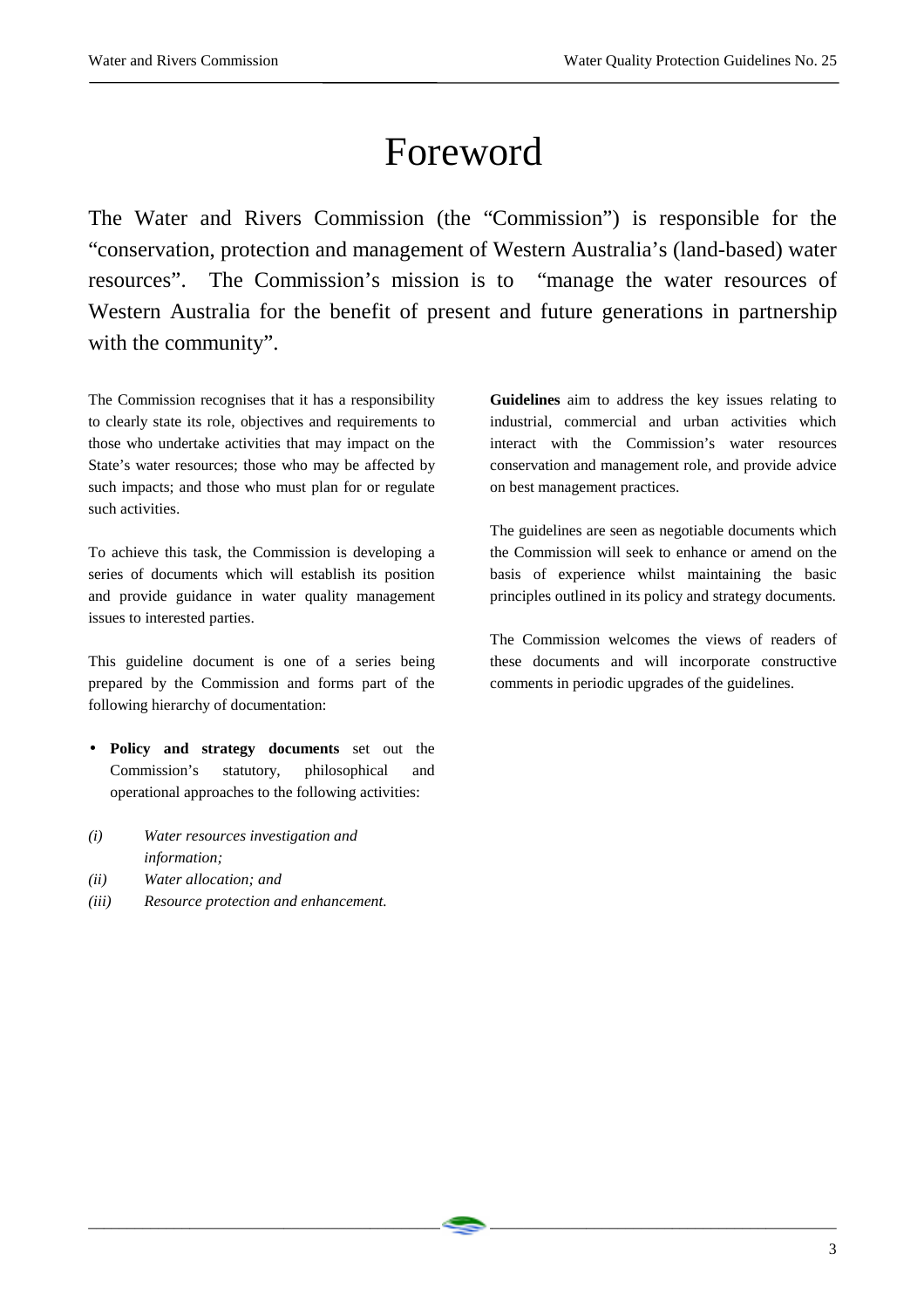# Foreword

The Water and Rivers Commission (the "Commission") is responsible for the "conservation, protection and management of Western Australia's (land-based) water resources". The Commission's mission is to "manage the water resources of Western Australia for the benefit of present and future generations in partnership with the community".

The Commission recognises that it has a responsibility to clearly state its role, objectives and requirements to those who undertake activities that may impact on the State's water resources; those who may be affected by such impacts; and those who must plan for or regulate such activities.

To achieve this task, the Commission is developing a series of documents which will establish its position and provide guidance in water quality management issues to interested parties.

This guideline document is one of a series being prepared by the Commission and forms part of the following hierarchy of documentation:

- **Policy and strategy documents** set out the Commission's statutory, philosophical and operational approaches to the following activities:

*(i) Water resources investigation and information;*
*(ii) Water allocation; and*
*(iii) Resource protection and enhancement.*

**Guidelines** aim to address the key issues relating to industrial, commercial and urban activities which interact with the Commission's water resources conservation and management role, and provide advice on best management practices.

The guidelines are seen as negotiable documents which the Commission will seek to enhance or amend on the basis of experience whilst maintaining the basic principles outlined in its policy and strategy documents.

The Commission welcomes the views of readers of these documents and will incorporate constructive comments in periodic upgrades of the guidelines.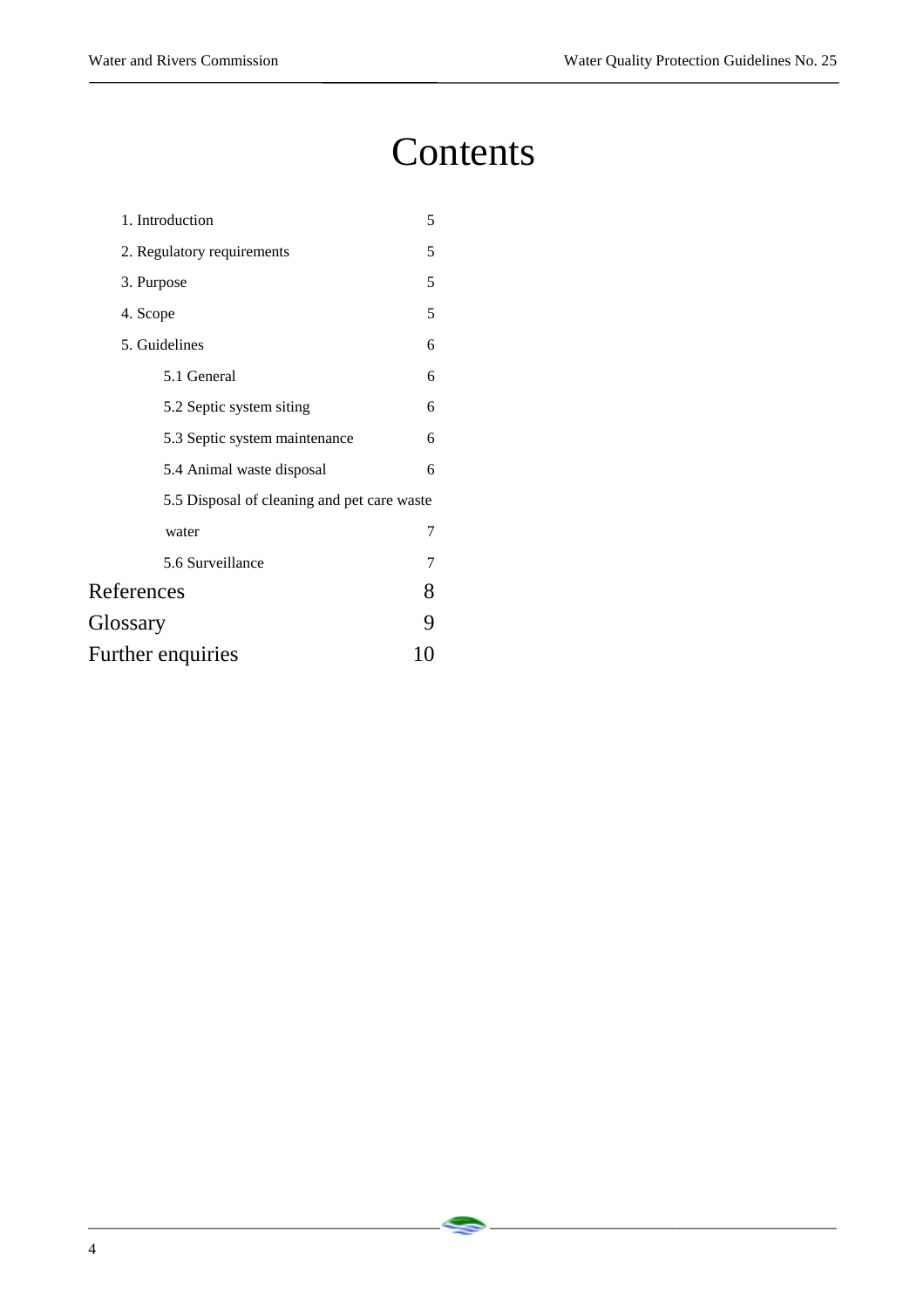# Contents

| | |
|---|---|
| 1. Introduction | 5 |
| 2. Regulatory requirements | 5 |
| 3. Purpose | 5 |
| 4. Scope | 5 |
| 5. Guidelines | 6 |
| 5.1 General | 6 |
| 5.2 Septic system siting | 6 |
| 5.3 Septic system maintenance | 6 |
| 5.4 Animal waste disposal | 6 |
| 5.5 Disposal of cleaning and pet care waste water | 7 |
| 5.6 Surveillance | 7 |
| References | 8 |
| Glossary | 9 |
| Further enquiries | 10 |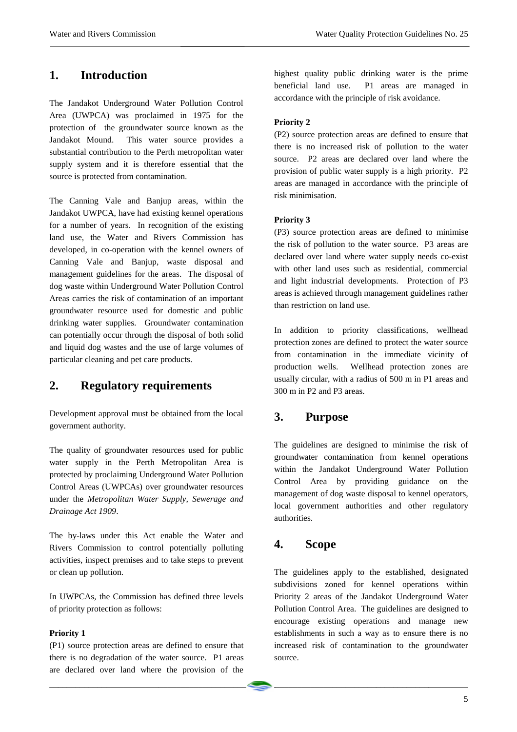## 1. Introduction

The Jandakot Underground Water Pollution Control Area (UWPCA) was proclaimed in 1975 for the protection of the groundwater source known as the Jandakot Mound. This water source provides a substantial contribution to the Perth metropolitan water supply system and it is therefore essential that the source is protected from contamination.

The Canning Vale and Banjup areas, within the Jandakot UWPCA, have had existing kennel operations for a number of years. In recognition of the existing land use, the Water and Rivers Commission has developed, in co-operation with the kennel owners of Canning Vale and Banjup, waste disposal and management guidelines for the areas. The disposal of dog waste within Underground Water Pollution Control Areas carries the risk of contamination of an important groundwater resource used for domestic and public drinking water supplies. Groundwater contamination can potentially occur through the disposal of both solid and liquid dog wastes and the use of large volumes of particular cleaning and pet care products.

## 2. Regulatory requirements

Development approval must be obtained from the local government authority.

The quality of groundwater resources used for public water supply in the Perth Metropolitan Area is protected by proclaiming Underground Water Pollution Control Areas (UWPCAs) over groundwater resources under the *Metropolitan Water Supply, Sewerage and Drainage Act 1909*.

The by-laws under this Act enable the Water and Rivers Commission to control potentially polluting activities, inspect premises and to take steps to prevent or clean up pollution.

In UWPCAs, the Commission has defined three levels of priority protection as follows:

**Priority 1**

(P1) source protection areas are defined to ensure that there is no degradation of the water source. P1 areas are declared over land where the provision of the highest quality public drinking water is the prime beneficial land use. P1 areas are managed in accordance with the principle of risk avoidance.

**Priority 2**

(P2) source protection areas are defined to ensure that there is no increased risk of pollution to the water source. P2 areas are declared over land where the provision of public water supply is a high priority. P2 areas are managed in accordance with the principle of risk minimisation.

**Priority 3**

(P3) source protection areas are defined to minimise the risk of pollution to the water source. P3 areas are declared over land where water supply needs co-exist with other land uses such as residential, commercial and light industrial developments. Protection of P3 areas is achieved through management guidelines rather than restriction on land use.

In addition to priority classifications, wellhead protection zones are defined to protect the water source from contamination in the immediate vicinity of production wells. Wellhead protection zones are usually circular, with a radius of 500 m in P1 areas and 300 m in P2 and P3 areas.

## 3. Purpose

The guidelines are designed to minimise the risk of groundwater contamination from kennel operations within the Jandakot Underground Water Pollution Control Area by providing guidance on the management of dog waste disposal to kennel operators, local government authorities and other regulatory authorities.

## 4. Scope

The guidelines apply to the established, designated subdivisions zoned for kennel operations within Priority 2 areas of the Jandakot Underground Water Pollution Control Area. The guidelines are designed to encourage existing operations and manage new establishments in such a way as to ensure there is no increased risk of contamination to the groundwater source.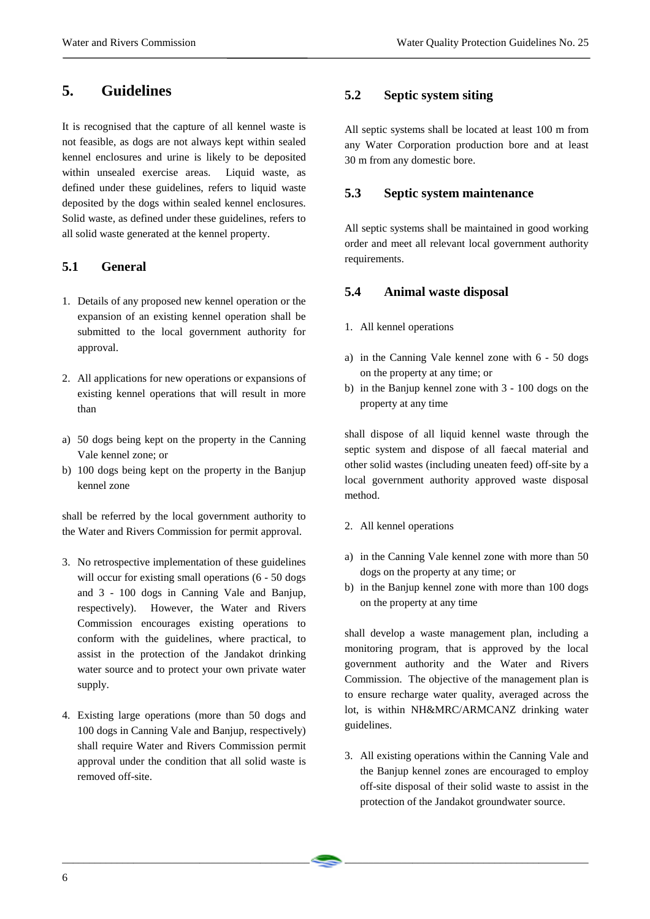# 5. Guidelines

It is recognised that the capture of all kennel waste is not feasible, as dogs are not always kept within sealed kennel enclosures and urine is likely to be deposited within unsealed exercise areas. Liquid waste, as defined under these guidelines, refers to liquid waste deposited by the dogs within sealed kennel enclosures. Solid waste, as defined under these guidelines, refers to all solid waste generated at the kennel property.

## 5.1 General

1. Details of any proposed new kennel operation or the expansion of an existing kennel operation shall be submitted to the local government authority for approval.

2. All applications for new operations or expansions of existing kennel operations that will result in more than

a) 50 dogs being kept on the property in the Canning Vale kennel zone; or
b) 100 dogs being kept on the property in the Banjup kennel zone

shall be referred by the local government authority to the Water and Rivers Commission for permit approval.

3. No retrospective implementation of these guidelines will occur for existing small operations (6 - 50 dogs and 3 - 100 dogs in Canning Vale and Banjup, respectively). However, the Water and Rivers Commission encourages existing operations to conform with the guidelines, where practical, to assist in the protection of the Jandakot drinking water source and to protect your own private water supply.

4. Existing large operations (more than 50 dogs and 100 dogs in Canning Vale and Banjup, respectively) shall require Water and Rivers Commission permit approval under the condition that all solid waste is removed off-site.

## 5.2 Septic system siting

All septic systems shall be located at least 100 m from any Water Corporation production bore and at least 30 m from any domestic bore.

## 5.3 Septic system maintenance

All septic systems shall be maintained in good working order and meet all relevant local government authority requirements.

## 5.4 Animal waste disposal

1. All kennel operations

a) in the Canning Vale kennel zone with 6 - 50 dogs on the property at any time; or
b) in the Banjup kennel zone with 3 - 100 dogs on the property at any time

shall dispose of all liquid kennel waste through the septic system and dispose of all faecal material and other solid wastes (including uneaten feed) off-site by a local government authority approved waste disposal method.

2. All kennel operations

a) in the Canning Vale kennel zone with more than 50 dogs on the property at any time; or
b) in the Banjup kennel zone with more than 100 dogs on the property at any time

shall develop a waste management plan, including a monitoring program, that is approved by the local government authority and the Water and Rivers Commission. The objective of the management plan is to ensure recharge water quality, averaged across the lot, is within NH&MRC/ARMCANZ drinking water guidelines.

3. All existing operations within the Canning Vale and the Banjup kennel zones are encouraged to employ off-site disposal of their solid waste to assist in the protection of the Jandakot groundwater source.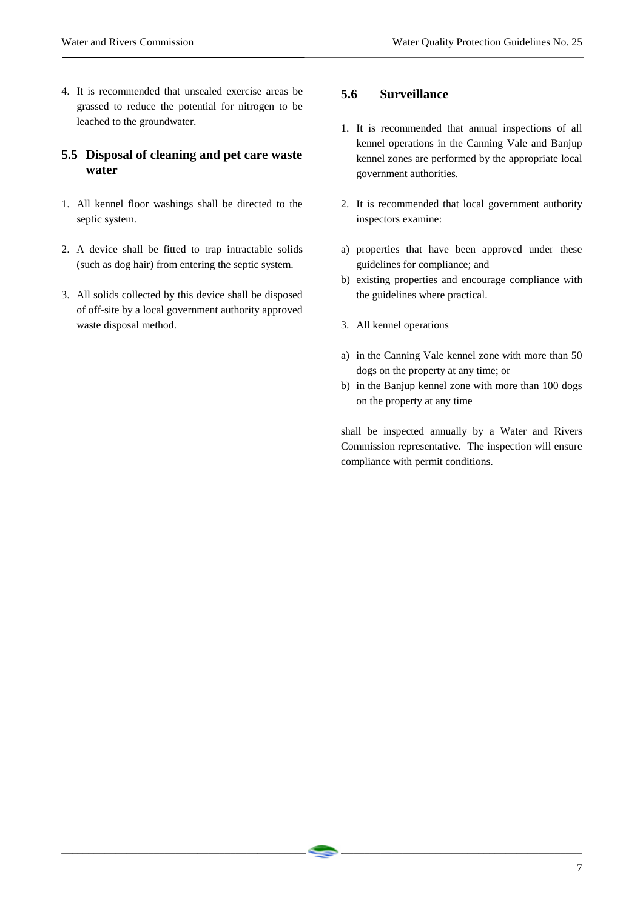4. It is recommended that unsealed exercise areas be grassed to reduce the potential for nitrogen to be leached to the groundwater.

## 5.5 Disposal of cleaning and pet care waste water

1. All kennel floor washings shall be directed to the septic system.

2. A device shall be fitted to trap intractable solids (such as dog hair) from entering the septic system.

3. All solids collected by this device shall be disposed of off-site by a local government authority approved waste disposal method.

## 5.6 Surveillance

1. It is recommended that annual inspections of all kennel operations in the Canning Vale and Banjup kennel zones are performed by the appropriate local government authorities.

2. It is recommended that local government authority inspectors examine:

a) properties that have been approved under these guidelines for compliance; and
b) existing properties and encourage compliance with the guidelines where practical.

3. All kennel operations

a) in the Canning Vale kennel zone with more than 50 dogs on the property at any time; or
b) in the Banjup kennel zone with more than 100 dogs on the property at any time

shall be inspected annually by a Water and Rivers Commission representative. The inspection will ensure compliance with permit conditions.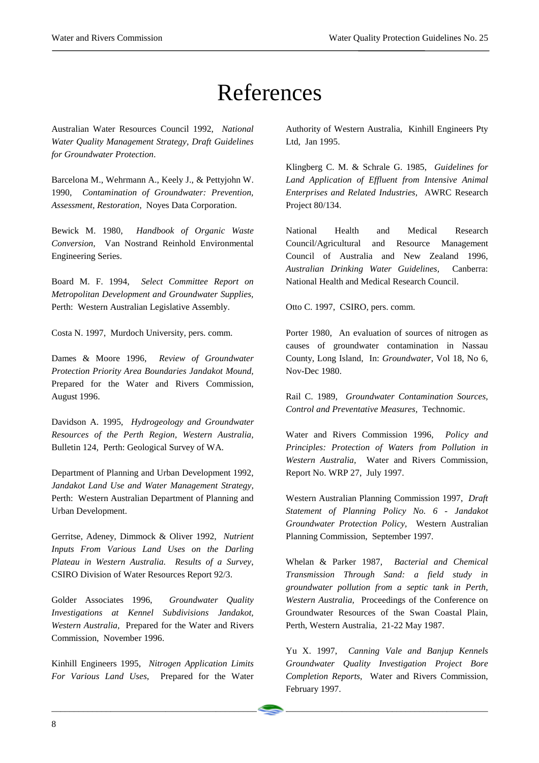# References

Australian Water Resources Council 1992, *National Water Quality Management Strategy, Draft Guidelines for Groundwater Protection*.

Barcelona M., Wehrmann A., Keely J., & Pettyjohn W. 1990, *Contamination of Groundwater: Prevention, Assessment, Restoration,* Noyes Data Corporation.

Bewick M. 1980, *Handbook of Organic Waste Conversion,* Van Nostrand Reinhold Environmental Engineering Series.

Board M. F. 1994, *Select Committee Report on Metropolitan Development and Groundwater Supplies*, Perth: Western Australian Legislative Assembly.

Costa N. 1997, Murdoch University, pers. comm.

Dames & Moore 1996, *Review of Groundwater Protection Priority Area Boundaries Jandakot Mound*, Prepared for the Water and Rivers Commission, August 1996.

Davidson A. 1995, *Hydrogeology and Groundwater Resources of the Perth Region, Western Australia,* Bulletin 124, Perth: Geological Survey of WA.

Department of Planning and Urban Development 1992, *Jandakot Land Use and Water Management Strategy,* Perth: Western Australian Department of Planning and Urban Development.

Gerritse, Adeney, Dimmock & Oliver 1992, *Nutrient Inputs From Various Land Uses on the Darling Plateau in Western Australia. Results of a Survey*, CSIRO Division of Water Resources Report 92/3.

Golder Associates 1996, *Groundwater Quality Investigations at Kennel Subdivisions Jandakot, Western Australia,* Prepared for the Water and Rivers Commission, November 1996.

Kinhill Engineers 1995, *Nitrogen Application Limits For Various Land Uses*, Prepared for the Water Authority of Western Australia, Kinhill Engineers Pty Ltd, Jan 1995.

Klingberg C. M. & Schrale G. 1985, *Guidelines for Land Application of Effluent from Intensive Animal Enterprises and Related Industries,* AWRC Research Project 80/134.

National Health and Medical Research Council/Agricultural and Resource Management Council of Australia and New Zealand 1996, *Australian Drinking Water Guidelines,* Canberra: National Health and Medical Research Council.

Otto C. 1997, CSIRO, pers. comm.

Porter 1980, An evaluation of sources of nitrogen as causes of groundwater contamination in Nassau County, Long Island, In: *Groundwater*, Vol 18, No 6, Nov-Dec 1980.

Rail C. 1989, *Groundwater Contamination Sources, Control and Preventative Measures,* Technomic.

Water and Rivers Commission 1996, *Policy and Principles: Protection of Waters from Pollution in Western Australia,* Water and Rivers Commission, Report No. WRP 27, July 1997.

Western Australian Planning Commission 1997, *Draft Statement of Planning Policy No. 6 - Jandakot Groundwater Protection Policy,* Western Australian Planning Commission, September 1997.

Whelan & Parker 1987, *Bacterial and Chemical Transmission Through Sand: a field study in groundwater pollution from a septic tank in Perth, Western Australia,* Proceedings of the Conference on Groundwater Resources of the Swan Coastal Plain, Perth, Western Australia, 21-22 May 1987.

Yu X. 1997, *Canning Vale and Banjup Kennels Groundwater Quality Investigation Project Bore Completion Reports,* Water and Rivers Commission, February 1997.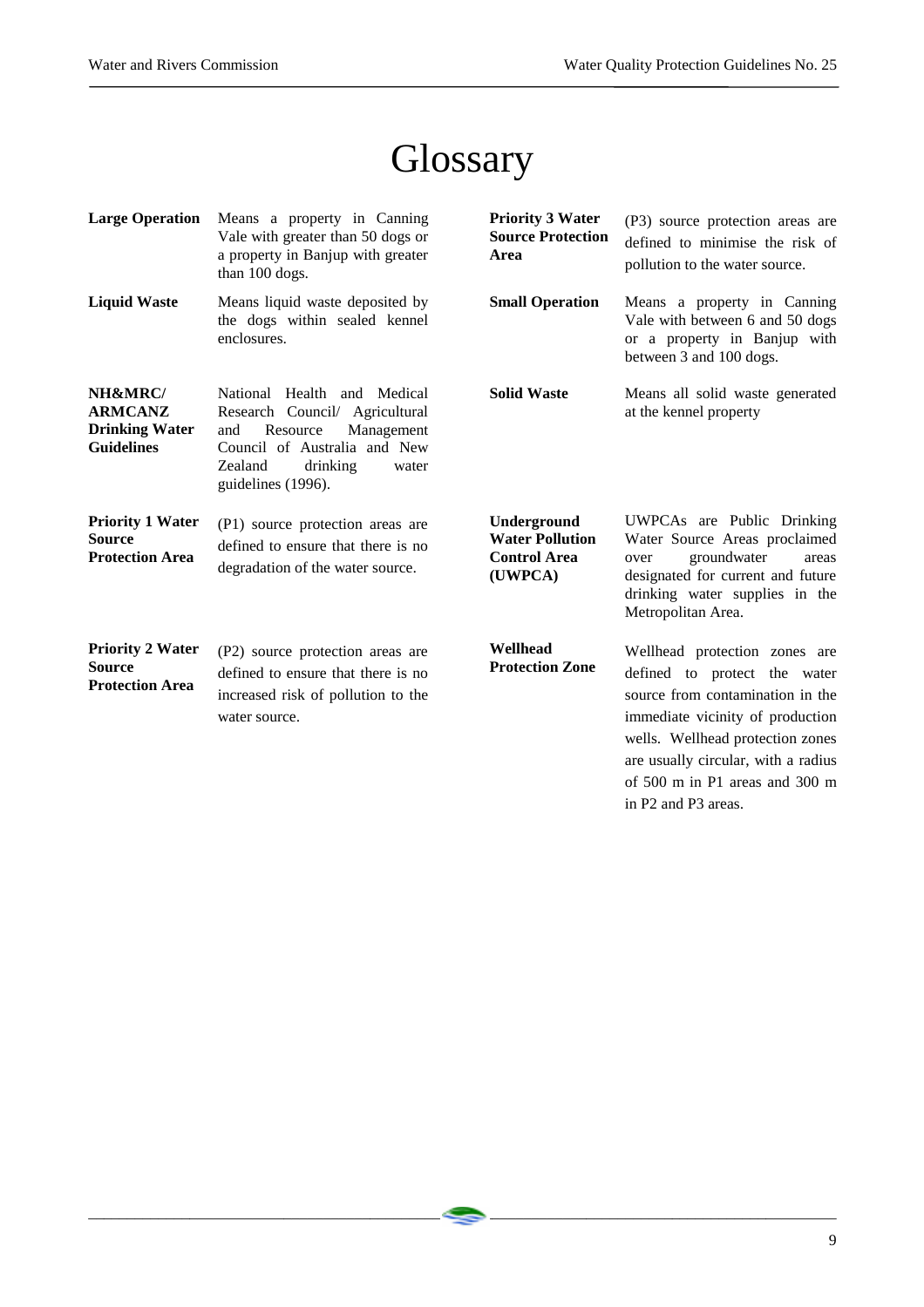# Glossary

**Large Operation** Means a property in Canning Vale with greater than 50 dogs or a property in Banjup with greater than 100 dogs.

**Liquid Waste** Means liquid waste deposited by the dogs within sealed kennel enclosures.

**NH&MRC/ ARMCANZ Drinking Water Guidelines** National Health and Medical Research Council/ Agricultural and Resource Management Council of Australia and New Zealand drinking water guidelines (1996).

**Priority 1 Water Source Protection Area** (P1) source protection areas are defined to ensure that there is no degradation of the water source.

**Priority 2 Water Source Protection Area** (P2) source protection areas are defined to ensure that there is no increased risk of pollution to the water source.

**Priority 3 Water Source Protection Area** (P3) source protection areas are defined to minimise the risk of pollution to the water source.

**Small Operation** Means a property in Canning Vale with between 6 and 50 dogs or a property in Banjup with between 3 and 100 dogs.

**Solid Waste** Means all solid waste generated at the kennel property

**Underground Water Pollution Control Area (UWPCA)** UWPCAs are Public Drinking Water Source Areas proclaimed over groundwater areas designated for current and future drinking water supplies in the Metropolitan Area.

**Wellhead Protection Zone** Wellhead protection zones are defined to protect the water source from contamination in the immediate vicinity of production wells. Wellhead protection zones are usually circular, with a radius of 500 m in P1 areas and 300 m in P2 and P3 areas.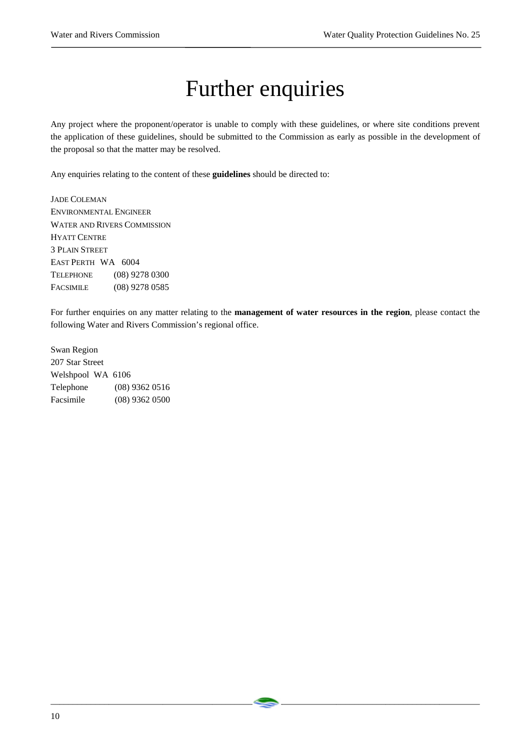# Further enquiries

Any project where the proponent/operator is unable to comply with these guidelines, or where site conditions prevent the application of these guidelines, should be submitted to the Commission as early as possible in the development of the proposal so that the matter may be resolved.

Any enquiries relating to the content of these **guidelines** should be directed to:

JADE COLEMAN  
ENVIRONMENTAL ENGINEER  
WATER AND RIVERS COMMISSION  
HYATT CENTRE  
3 PLAIN STREET  
EAST PERTH WA 6004  
TELEPHONE (08) 9278 0300  
FACSIMILE (08) 9278 0585

For further enquiries on any matter relating to the **management of water resources in the region**, please contact the following Water and Rivers Commission's regional office.

Swan Region  
207 Star Street  
Welshpool WA 6106  
Telephone (08) 9362 0516  
Facsimile (08) 9362 0500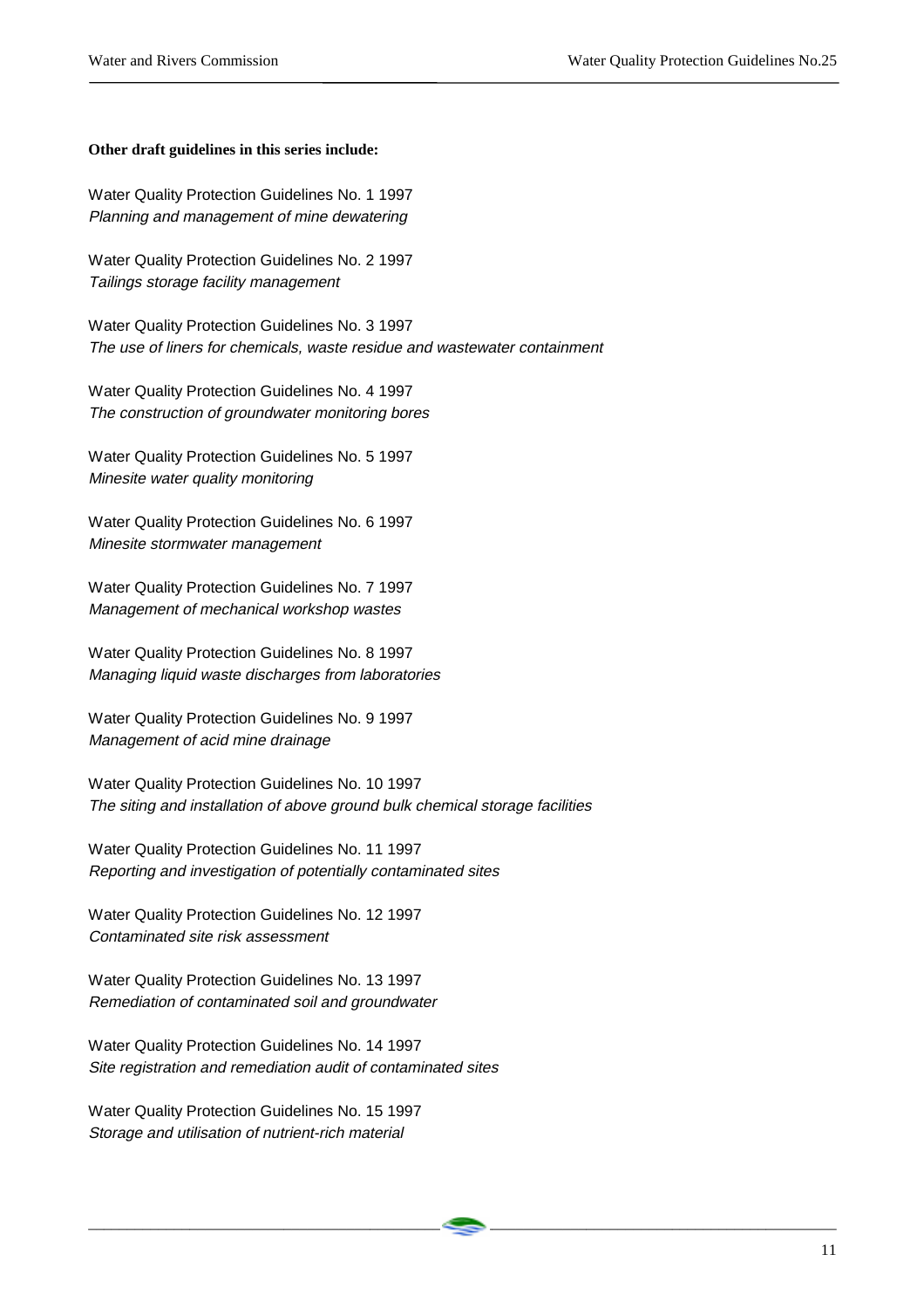**Other draft guidelines in this series include:**

Water Quality Protection Guidelines No. 1 1997
*Planning and management of mine dewatering*

Water Quality Protection Guidelines No. 2 1997
*Tailings storage facility management*

Water Quality Protection Guidelines No. 3 1997
*The use of liners for chemicals, waste residue and wastewater containment*

Water Quality Protection Guidelines No. 4 1997
*The construction of groundwater monitoring bores*

Water Quality Protection Guidelines No. 5 1997
*Minesite water quality monitoring*

Water Quality Protection Guidelines No. 6 1997
*Minesite stormwater management*

Water Quality Protection Guidelines No. 7 1997
*Management of mechanical workshop wastes*

Water Quality Protection Guidelines No. 8 1997
*Managing liquid waste discharges from laboratories*

Water Quality Protection Guidelines No. 9 1997
*Management of acid mine drainage*

Water Quality Protection Guidelines No. 10 1997
*The siting and installation of above ground bulk chemical storage facilities*

Water Quality Protection Guidelines No. 11 1997
*Reporting and investigation of potentially contaminated sites*

Water Quality Protection Guidelines No. 12 1997
*Contaminated site risk assessment*

Water Quality Protection Guidelines No. 13 1997
*Remediation of contaminated soil and groundwater*

Water Quality Protection Guidelines No. 14 1997
*Site registration and remediation audit of contaminated sites*

Water Quality Protection Guidelines No. 15 1997
*Storage and utilisation of nutrient-rich material*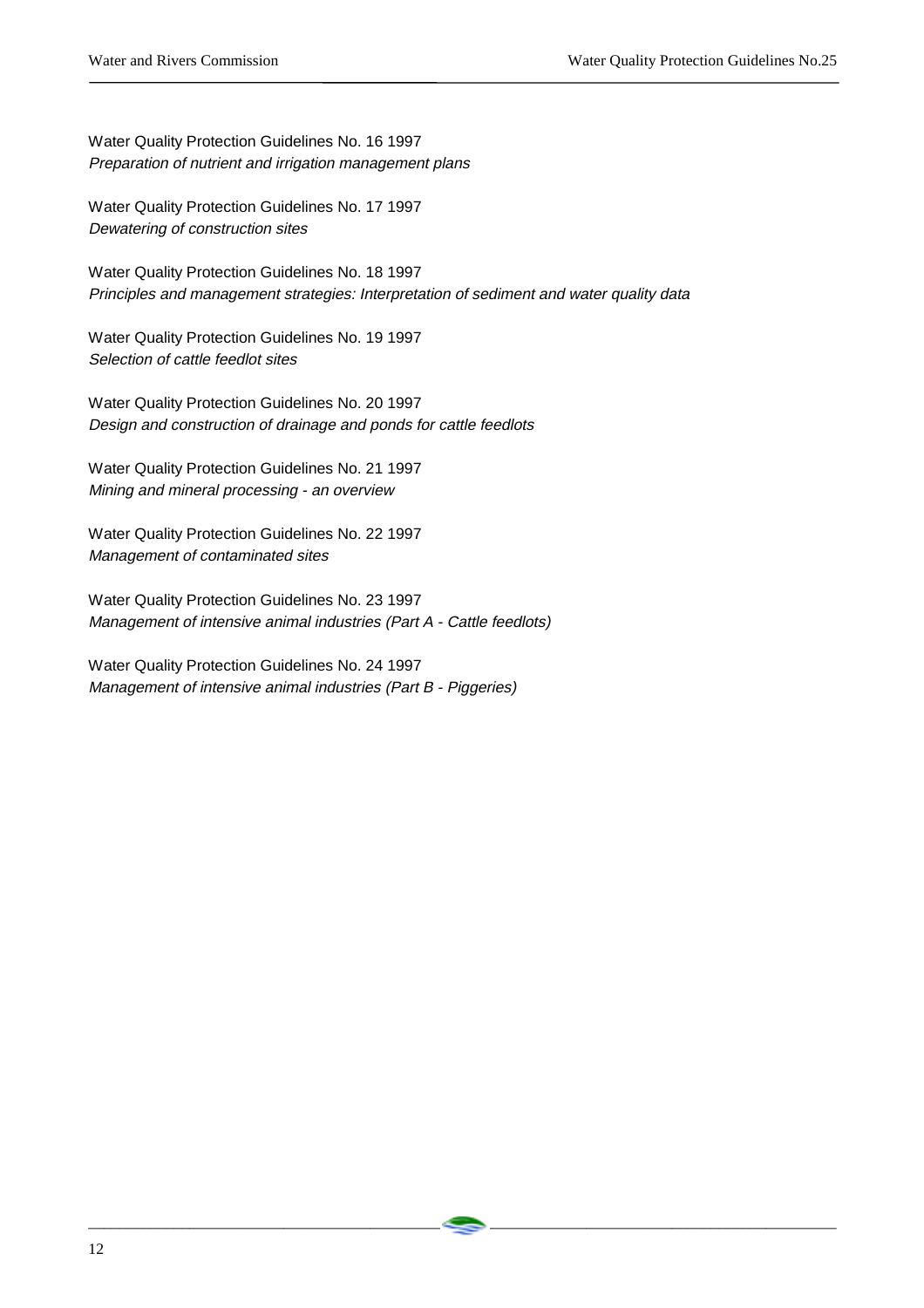Water Quality Protection Guidelines No. 16 1997
*Preparation of nutrient and irrigation management plans*

Water Quality Protection Guidelines No. 17 1997
*Dewatering of construction sites*

Water Quality Protection Guidelines No. 18 1997
*Principles and management strategies: Interpretation of sediment and water quality data*

Water Quality Protection Guidelines No. 19 1997
*Selection of cattle feedlot sites*

Water Quality Protection Guidelines No. 20 1997
*Design and construction of drainage and ponds for cattle feedlots*

Water Quality Protection Guidelines No. 21 1997
*Mining and mineral processing - an overview*

Water Quality Protection Guidelines No. 22 1997
*Management of contaminated sites*

Water Quality Protection Guidelines No. 23 1997
*Management of intensive animal industries (Part A - Cattle feedlots)*

Water Quality Protection Guidelines No. 24 1997
*Management of intensive animal industries (Part B - Piggeries)*